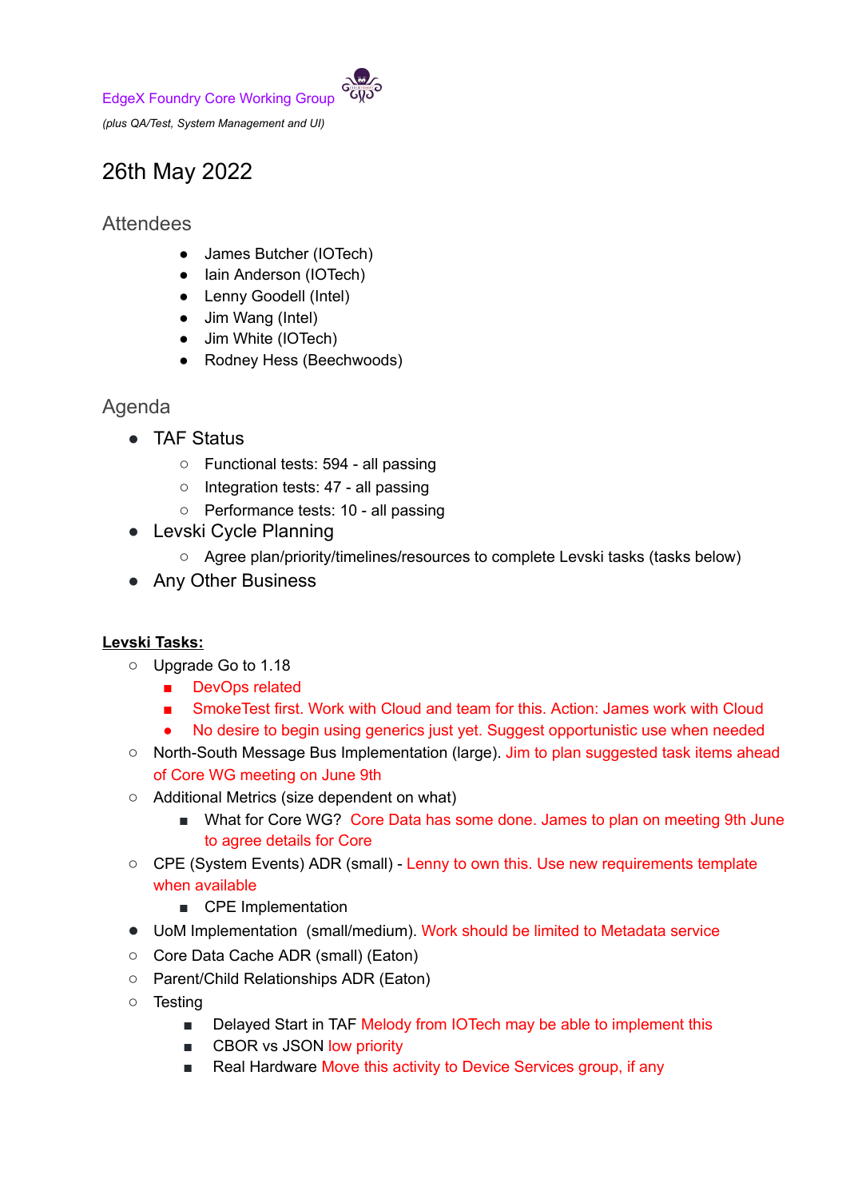EdgeX Foundry Core Working Group

*(plus QA/Test, System Management and UI)*

# 26th May 2022

## Attendees

- James Butcher (IOTech)
- Iain Anderson (IOTech)
- Lenny Goodell (Intel)
- Jim Wang (Intel)
- Jim White (IOTech)
- Rodney Hess (Beechwoods)

## Agenda

- TAF Status
  - Functional tests: 594 - all passing
  - Integration tests: 47 - all passing
  - Performance tests: 10 - all passing
- Levski Cycle Planning
  - Agree plan/priority/timelines/resources to complete Levski tasks (tasks below)
- Any Other Business

**Levski Tasks:**

- Upgrade Go to 1.18
  - DevOps related
  - SmokeTest first. Work with Cloud and team for this. Action: James work with Cloud
  - No desire to begin using generics just yet. Suggest opportunistic use when needed
- North-South Message Bus Implementation (large). Jim to plan suggested task items ahead of Core WG meeting on June 9th
- Additional Metrics (size dependent on what)
  - What for Core WG? Core Data has some done. James to plan on meeting 9th June to agree details for Core
- CPE (System Events) ADR (small) - Lenny to own this. Use new requirements template when available
  - CPE Implementation
- UoM Implementation (small/medium). Work should be limited to Metadata service
- Core Data Cache ADR (small) (Eaton)
- Parent/Child Relationships ADR (Eaton)
- Testing
  - Delayed Start in TAF Melody from IOTech may be able to implement this
  - CBOR vs JSON low priority
  - Real Hardware Move this activity to Device Services group, if any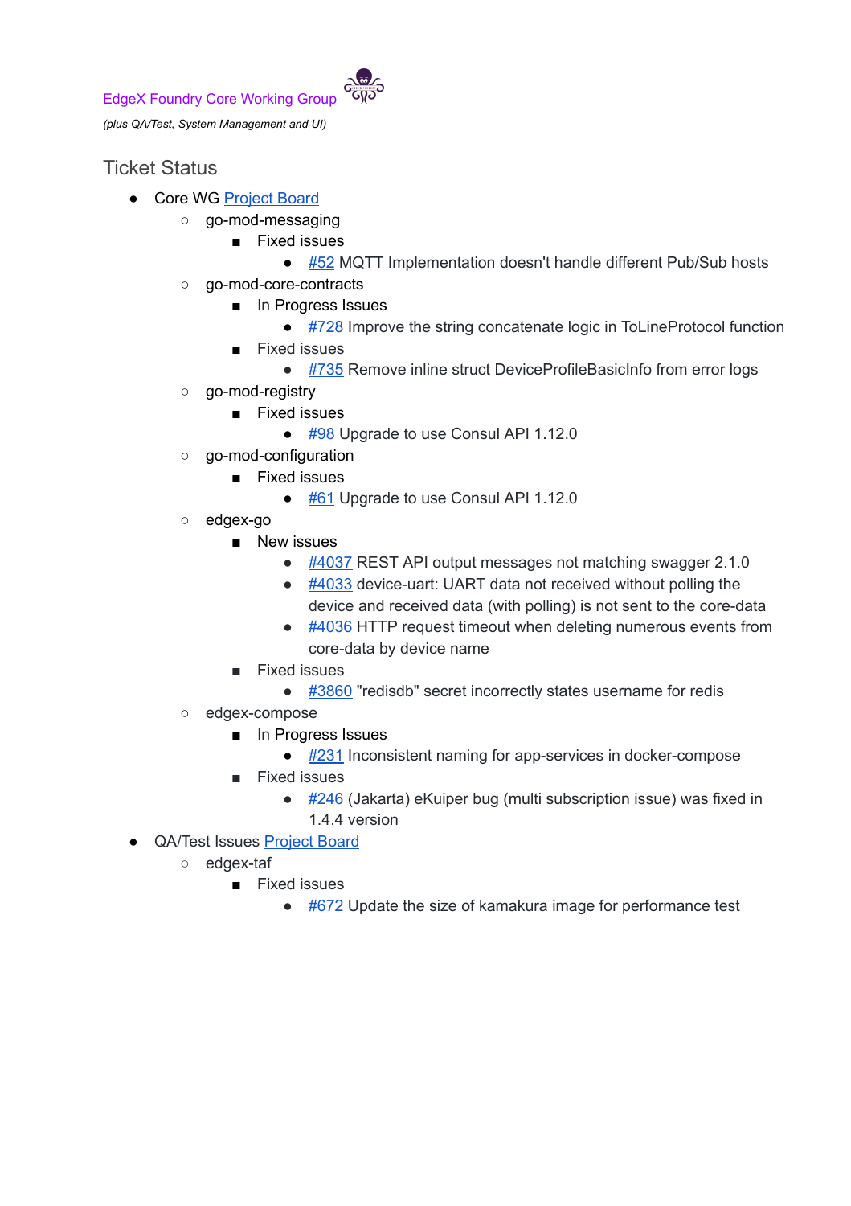EdgeX Foundry Core Working Group

*(plus QA/Test, System Management and UI)*

## Ticket Status

- Core WG Project Board
  - go-mod-messaging
    - Fixed issues
      - #52 MQTT Implementation doesn't handle different Pub/Sub hosts
  - go-mod-core-contracts
    - In Progress Issues
      - #728 Improve the string concatenate logic in ToLineProtocol function
    - Fixed issues
      - #735 Remove inline struct DeviceProfileBasicInfo from error logs
  - go-mod-registry
    - Fixed issues
      - #98 Upgrade to use Consul API 1.12.0
  - go-mod-configuration
    - Fixed issues
      - #61 Upgrade to use Consul API 1.12.0
  - edgex-go
    - New issues
      - #4037 REST API output messages not matching swagger 2.1.0
      - #4033 device-uart: UART data not received without polling the device and received data (with polling) is not sent to the core-data
      - #4036 HTTP request timeout when deleting numerous events from core-data by device name
    - Fixed issues
      - #3860 "redisdb" secret incorrectly states username for redis
  - edgex-compose
    - In Progress Issues
      - #231 Inconsistent naming for app-services in docker-compose
    - Fixed issues
      - #246 (Jakarta) eKuiper bug (multi subscription issue) was fixed in 1.4.4 version
- QA/Test Issues Project Board
  - edgex-taf
    - Fixed issues
      - #672 Update the size of kamakura image for performance test